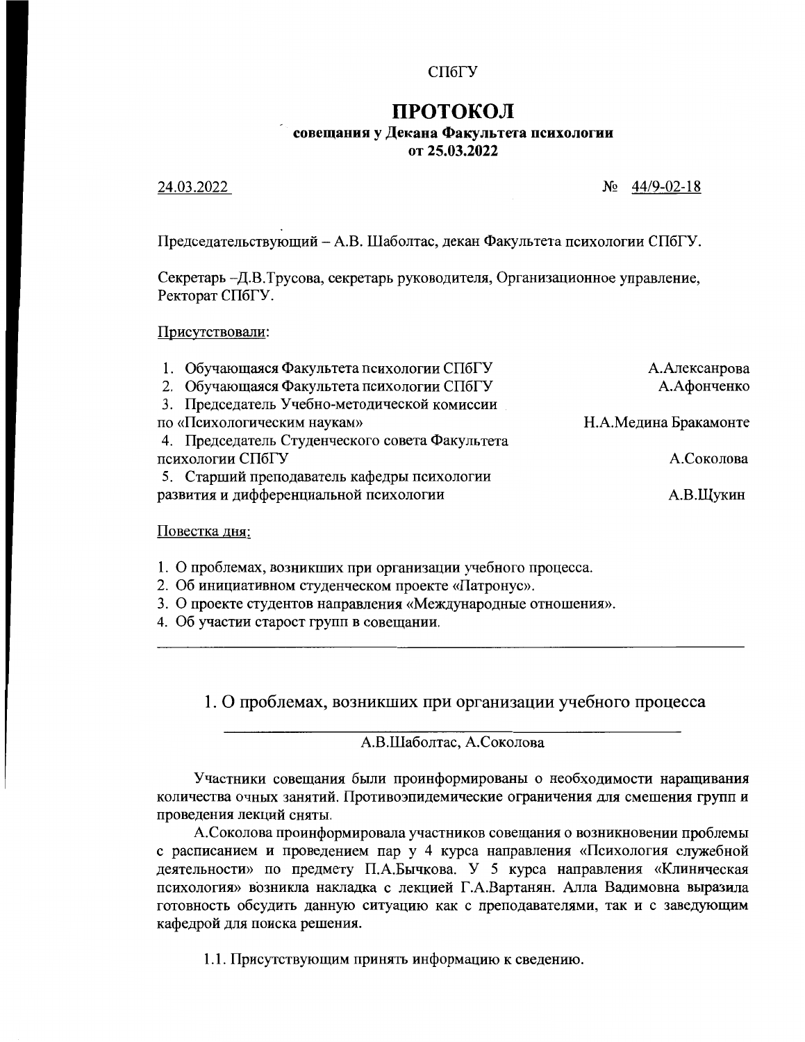СПбГУ

# ПРОТОКОЛ

**совещания у Декана Факультета психологии**
**от 25.03.2022**

24.03.2022 № 44/9-02-18

Председательствующий – А.В. Шаболтас, декан Факультета психологии СПбГУ.

Секретарь –Д.В.Трусова, секретарь руководителя, Организационное управление, Ректорат СПбГУ.

Присутствовали:

| | |
|---|---|
| 1. Обучающаяся Факультета психологии СПбГУ | А.Алексанрова |
| 2. Обучающаяся Факультета психологии СПбГУ | А.Афонченко |
| 3. Председатель Учебно-методической комиссии по «Психологическим наукам» | Н.А.Медина Бракамонте |
| 4. Председатель Студенческого совета Факультета психологии СПбГУ | А.Соколова |
| 5. Старший преподаватель кафедры психологии развития и дифференциальной психологии | А.В.Щукин |

Повестка дня:

1. О проблемах, возникших при организации учебного процесса.
2. Об инициативном студенческом проекте «Патронус».
3. О проекте студентов направления «Международные отношения».
4. Об участии старост групп в совещании.

---

## 1. О проблемах, возникших при организации учебного процесса

А.В.Шаболтас, А.Соколова

Участники совещания были проинформированы о необходимости наращивания количества очных занятий. Противоэпидемические ограничения для смешения групп и проведения лекций сняты.

А.Соколова проинформировала участников совещания о возникновении проблемы с расписанием и проведением пар у 4 курса направления «Психология служебной деятельности» по предмету П.А.Бычкова. У 5 курса направления «Клиническая психология» возникла накладка с лекцией Г.А.Вартанян. Алла Вадимовна выразила готовность обсудить данную ситуацию как с преподавателями, так и с заведующим кафедрой для поиска решения.

1.1. Присутствующим принять информацию к сведению.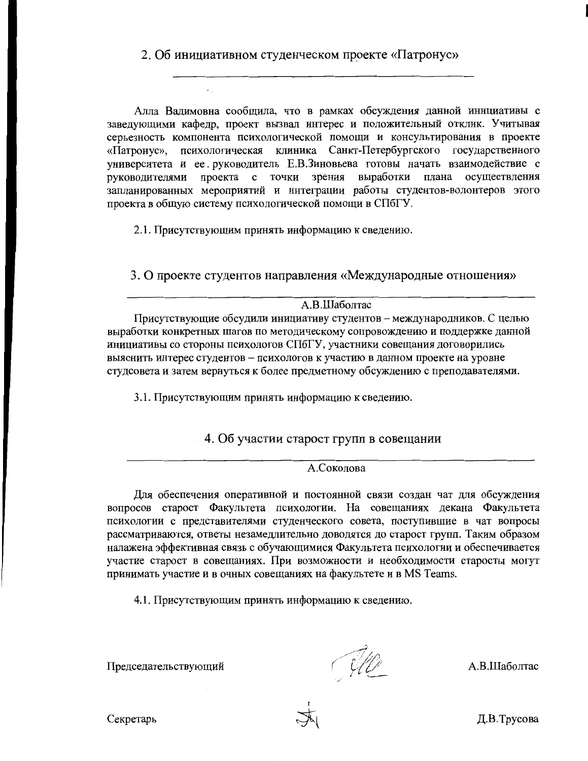## 2. Об инициативном студенческом проекте «Патронус»

Алла Вадимовна сообщила, что в рамках обсуждения данной инициативы с заведующими кафедр, проект вызвал интерес и положительный отклик. Учитывая серьезность компонента психологической помощи и консультирования в проекте «Патронус», психологическая клиника Санкт-Петербургского государственного университета и ее руководитель Е.В.Зиновьева готовы начать взаимодействие с руководителями проекта с точки зрения выработки плана осуществления запланированных мероприятий и интеграции работы студентов-волонтеров этого проекта в общую систему психологической помощи в СПбГУ.

2.1. Присутствующим принять информацию к сведению.

## 3. О проекте студентов направления «Международные отношения»

А.В.Шаболтас

Присутствующие обсудили инициативу студентов – международников. С целью выработки конкретных шагов по методическому сопровождению и поддержке данной инициативы со стороны психологов СПбГУ, участники совещания договорились выяснить интерес студентов – психологов к участию в данном проекте на уровне студсовета и затем вернуться к более предметному обсуждению с преподавателями.

3.1. Присутствующим принять информацию к сведению.

## 4. Об участии старост групп в совещании

А.Соколова

Для обеспечения оперативной и постоянной связи создан чат для обсуждения вопросов старост Факультета психологии. На совещаниях декана Факультета психологии с представителями студенческого совета, поступившие в чат вопросы рассматриваются, ответы незамедлительно доводятся до старост групп. Таким образом налажена эффективная связь с обучающимися Факультета психологии и обеспечивается участие старост в совещаниях. При возможности и необходимости старосты могут принимать участие и в очных совещаниях на факультете и в MS Teams.

4.1. Присутствующим принять информацию к сведению.

Председательствующий А.В.Шаболтас

Секретарь Д.В.Трусова